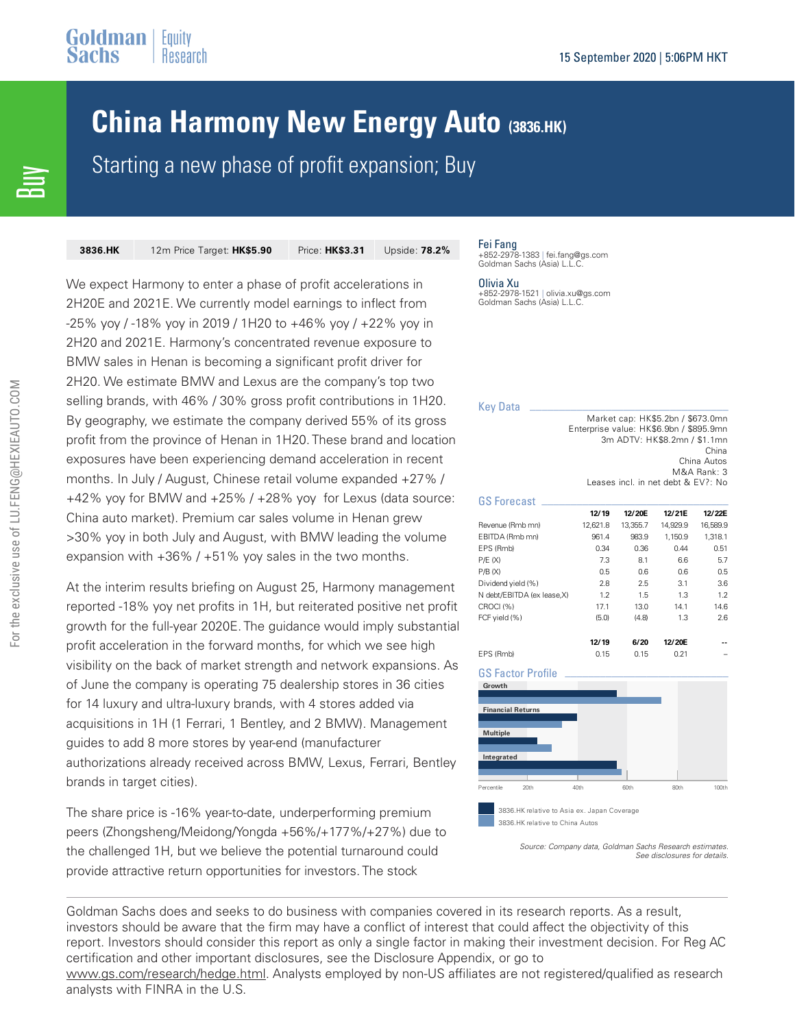# China Harmony New Energy Auto (3836.HK)

## Starting a new phase of profit expansion; Buy

Buy

| 3836.HK | 12m Price Target: **HK$5.90** | Price: **HK$3.31** | Upside: **78.2%** |
|---|---|---|---|

We expect Harmony to enter a phase of profit accelerations in 2H20E and 2021E. We currently model earnings to inflect from -25% yoy / -18% yoy in 2019 / 1H20 to +46% yoy / +22% yoy in 2H20 and 2021E. Harmony's concentrated revenue exposure to BMW sales in Henan is becoming a significant profit driver for 2H20. We estimate BMW and Lexus are the company's top two selling brands, with 46% / 30% gross profit contributions in 1H20. By geography, we estimate the company derived 55% of its gross profit from the province of Henan in 1H20. These brand and location exposures have been experiencing demand acceleration in recent months. In July / August, Chinese retail volume expanded +27% / +42% yoy for BMW and +25% / +28% yoy for Lexus (data source: China auto market). Premium car sales volume in Henan grew >30% yoy in both July and August, with BMW leading the volume expansion with +36% / +51% yoy sales in the two months.

At the interim results briefing on August 25, Harmony management reported -18% yoy net profits in 1H, but reiterated positive net profit growth for the full-year 2020E. The guidance would imply substantial profit acceleration in the forward months, for which we see high visibility on the back of market strength and network expansions. As of June the company is operating 75 dealership stores in 36 cities for 14 luxury and ultra-luxury brands, with 4 stores added via acquisitions in 1H (1 Ferrari, 1 Bentley, and 2 BMW). Management guides to add 8 more stores by year-end (manufacturer authorizations already received across BMW, Lexus, Ferrari, Bentley brands in target cities).

The share price is -16% year-to-date, underperforming premium peers (Zhongsheng/Meidong/Yongda +56%/+177%/+27%) due to the challenged 1H, but we believe the potential turnaround could provide attractive return opportunities for investors. The stock

Fei Fang
+852-2978-1383 | fei.fang@gs.com
Goldman Sachs (Asia) L.L.C.

Olivia Xu
+852-2978-1521 | olivia.xu@gs.com
Goldman Sachs (Asia) L.L.C.

### Key Data

Market cap: HK$5.2bn / $673.0mn
Enterprise value: HK$6.9bn / $895.9mn
3m ADTV: HK$8.2mn / $1.1mn
China
China Autos
M&A Rank: 3
Leases incl. in net debt & EV?: No

### GS Forecast

| | 12/19 | 12/20E | 12/21E | 12/22E |
|---|---|---|---|---|
| Revenue (Rmb mn) | 12,621.8 | 13,355.7 | 14,929.9 | 16,589.9 |
| EBITDA (Rmb mn) | 961.4 | 983.9 | 1,150.9 | 1,318.1 |
| EPS (Rmb) | 0.34 | 0.36 | 0.44 | 0.51 |
| P/E (X) | 7.3 | 8.1 | 6.6 | 5.7 |
| P/B (X) | 0.5 | 0.6 | 0.6 | 0.5 |
| Dividend yield (%) | 2.8 | 2.5 | 3.1 | 3.6 |
| N debt/EBITDA (ex lease,X) | 1.2 | 1.5 | 1.3 | 1.2 |
| CROCI (%) | 17.1 | 13.0 | 14.1 | 14.6 |
| FCF yield (%) | (5.0) | (4.8) | 1.3 | 2.6 |

| | 12/19 | 6/20 | 12/20E | -- |
|---|---|---|---|---|
| EPS (Rmb) | 0.15 | 0.15 | 0.21 | – |

### GS Factor Profile

Growth
Financial Returns
Multiple
Integrated

Percentile 20th 40th 60th 80th 100th

3836.HK relative to Asia ex. Japan Coverage
3836.HK relative to China Autos

*Source: Company data, Goldman Sachs Research estimates. See disclosures for details.*

Goldman Sachs does and seeks to do business with companies covered in its research reports. As a result, investors should be aware that the firm may have a conflict of interest that could affect the objectivity of this report. Investors should consider this report as only a single factor in making their investment decision. For Reg AC certification and other important disclosures, see the Disclosure Appendix, or go to www.gs.com/research/hedge.html. Analysts employed by non-US affiliates are not registered/qualified as research analysts with FINRA in the U.S.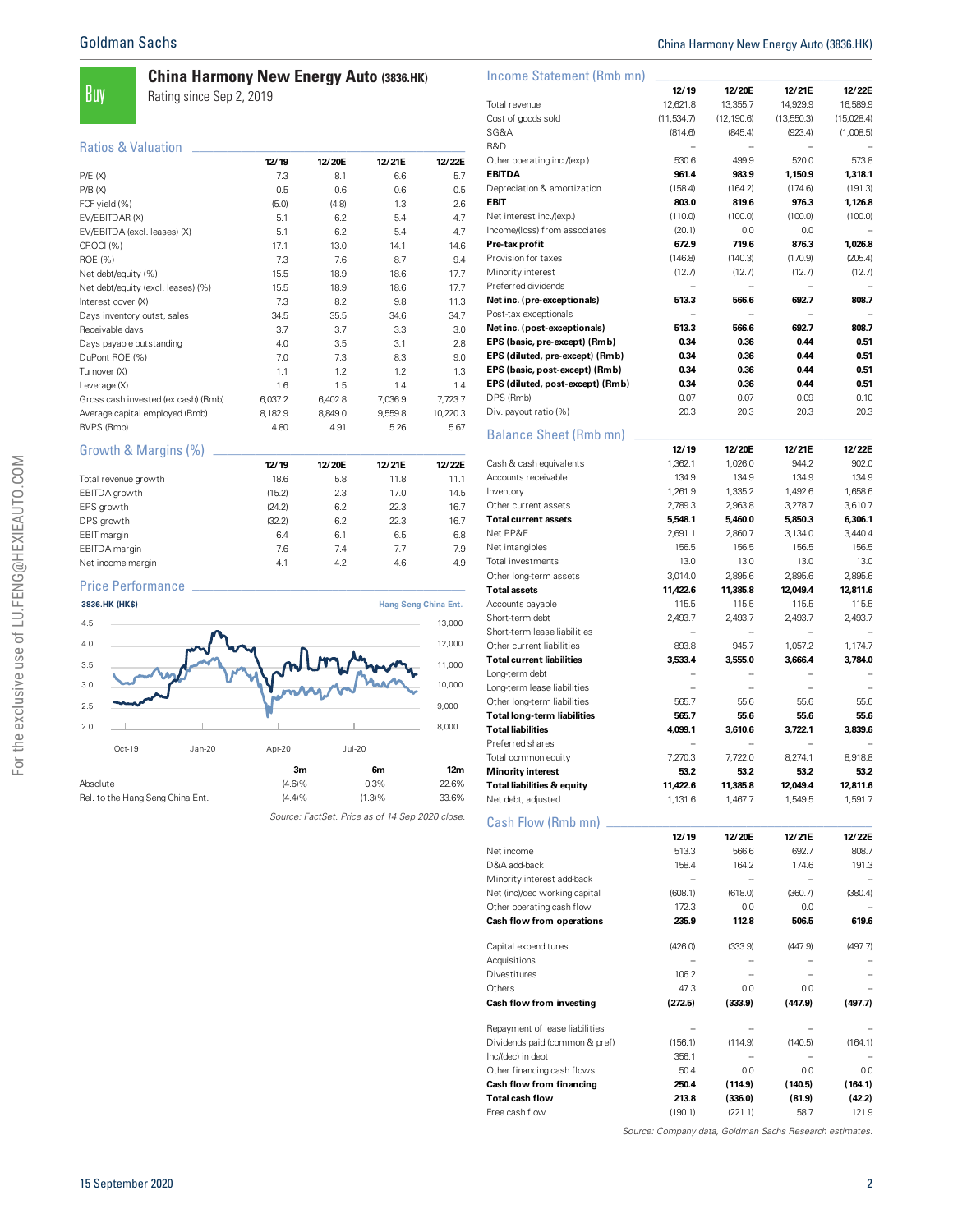# China Harmony New Energy Auto (3836.HK)

**Buy** — Rating since Sep 2, 2019

## Ratios & Valuation

| | 12/19 | 12/20E | 12/21E | 12/22E |
|---|---|---|---|---|
| P/E (X) | 7.3 | 8.1 | 6.6 | 5.7 |
| P/B (X) | 0.5 | 0.6 | 0.6 | 0.5 |
| FCF yield (%) | (5.0) | (4.8) | 1.3 | 2.6 |
| EV/EBITDAR (X) | 5.1 | 6.2 | 5.4 | 4.7 |
| EV/EBITDA (excl. leases) (X) | 5.1 | 6.2 | 5.4 | 4.7 |
| CROCI (%) | 17.1 | 13.0 | 14.1 | 14.6 |
| ROE (%) | 7.3 | 7.6 | 8.7 | 9.4 |
| Net debt/equity (%) | 15.5 | 18.9 | 18.6 | 17.7 |
| Net debt/equity (excl. leases) (%) | 15.5 | 18.9 | 18.6 | 17.7 |
| Interest cover (X) | 7.3 | 8.2 | 9.8 | 11.3 |
| Days inventory outst, sales | 34.5 | 35.5 | 34.6 | 34.7 |
| Receivable days | 3.7 | 3.7 | 3.3 | 3.0 |
| Days payable outstanding | 4.0 | 3.5 | 3.1 | 2.8 |
| DuPont ROE (%) | 7.0 | 7.3 | 8.3 | 9.0 |
| Turnover (X) | 1.1 | 1.2 | 1.2 | 1.3 |
| Leverage (X) | 1.6 | 1.5 | 1.4 | 1.4 |
| Gross cash invested (ex cash) (Rmb) | 6,037.2 | 6,402.8 | 7,036.9 | 7,723.7 |
| Average capital employed (Rmb) | 8,182.9 | 8,849.0 | 9,559.8 | 10,220.3 |
| BVPS (Rmb) | 4.80 | 4.91 | 5.26 | 5.67 |

## Growth & Margins (%)

| | 12/19 | 12/20E | 12/21E | 12/22E |
|---|---|---|---|---|
| Total revenue growth | 18.6 | 5.8 | 11.8 | 11.1 |
| EBITDA growth | (15.2) | 2.3 | 17.0 | 14.5 |
| EPS growth | (24.2) | 6.2 | 22.3 | 16.7 |
| DPS growth | (32.2) | 6.2 | 22.3 | 16.7 |
| EBIT margin | 6.4 | 6.1 | 6.5 | 6.8 |
| EBITDA margin | 7.6 | 7.4 | 7.7 | 7.9 |
| Net income margin | 4.1 | 4.2 | 4.6 | 4.9 |

## Price Performance

| | 3m | 6m | 12m |
|---|---|---|---|
| Absolute | (4.6)% | 0.3% | 22.6% |
| Rel. to the Hang Seng China Ent. | (4.4)% | (1.3)% | 33.6% |

*Source: FactSet. Price as of 14 Sep 2020 close.*

## Income Statement (Rmb mn)

| | 12/19 | 12/20E | 12/21E | 12/22E |
|---|---|---|---|---|
| Total revenue | 12,621.8 | 13,355.7 | 14,929.9 | 16,589.9 |
| Cost of goods sold | (11,534.7) | (12,190.6) | (13,550.3) | (15,028.4) |
| SG&A | (814.6) | (845.4) | (923.4) | (1,008.5) |
| R&D | – | – | – | – |
| Other operating inc./(exp.) | 530.6 | 499.9 | 520.0 | 573.8 |
| **EBITDA** | **961.4** | **983.9** | **1,150.9** | **1,318.1** |
| Depreciation & amortization | (158.4) | (164.2) | (174.6) | (191.3) |
| **EBIT** | **803.0** | **819.6** | **976.3** | **1,126.8** |
| Net interest inc./(exp.) | (110.0) | (100.0) | (100.0) | (100.0) |
| Income/(loss) from associates | (20.1) | 0.0 | 0.0 | – |
| **Pre-tax profit** | **672.9** | **719.6** | **876.3** | **1,026.8** |
| Provision for taxes | (146.8) | (140.3) | (170.9) | (205.4) |
| Minority interest | (12.7) | (12.7) | (12.7) | (12.7) |
| Preferred dividends | – | – | – | – |
| **Net inc. (pre-exceptionals)** | **513.3** | **566.6** | **692.7** | **808.7** |
| Post-tax exceptionals | – | – | – | – |
| **Net inc. (post-exceptionals)** | **513.3** | **566.6** | **692.7** | **808.7** |
| **EPS (basic, pre-except) (Rmb)** | **0.34** | **0.36** | **0.44** | **0.51** |
| **EPS (diluted, pre-except) (Rmb)** | **0.34** | **0.36** | **0.44** | **0.51** |
| **EPS (basic, post-except) (Rmb)** | **0.34** | **0.36** | **0.44** | **0.51** |
| **EPS (diluted, post-except) (Rmb)** | **0.34** | **0.36** | **0.44** | **0.51** |
| DPS (Rmb) | 0.07 | 0.07 | 0.09 | 0.10 |
| Div. payout ratio (%) | 20.3 | 20.3 | 20.3 | 20.3 |

## Balance Sheet (Rmb mn)

| | 12/19 | 12/20E | 12/21E | 12/22E |
|---|---|---|---|---|
| Cash & cash equivalents | 1,362.1 | 1,026.0 | 944.2 | 902.0 |
| Accounts receivable | 134.9 | 134.9 | 134.9 | 134.9 |
| Inventory | 1,261.9 | 1,335.2 | 1,492.6 | 1,658.6 |
| Other current assets | 2,789.3 | 2,963.8 | 3,278.7 | 3,610.7 |
| **Total current assets** | **5,548.1** | **5,460.0** | **5,850.3** | **6,306.1** |
| Net PP&E | 2,691.1 | 2,860.7 | 3,134.0 | 3,440.4 |
| Net intangibles | 156.5 | 156.5 | 156.5 | 156.5 |
| Total investments | 13.0 | 13.0 | 13.0 | 13.0 |
| Other long-term assets | 3,014.0 | 2,895.6 | 2,895.6 | 2,895.6 |
| **Total assets** | **11,422.6** | **11,385.8** | **12,049.4** | **12,811.6** |
| Accounts payable | 115.5 | 115.5 | 115.5 | 115.5 |
| Short-term debt | 2,493.7 | 2,493.7 | 2,493.7 | 2,493.7 |
| Short-term lease liabilities | – | – | – | – |
| Other current liabilities | 893.8 | 945.7 | 1,057.2 | 1,174.7 |
| **Total current liabilities** | **3,533.4** | **3,555.0** | **3,666.4** | **3,784.0** |
| Long-term debt | – | – | – | – |
| Long-term lease liabilities | – | – | – | – |
| Other long-term liabilities | 565.7 | 55.6 | 55.6 | 55.6 |
| **Total long-term liabilities** | **565.7** | **55.6** | **55.6** | **55.6** |
| **Total liabilities** | **4,099.1** | **3,610.6** | **3,722.1** | **3,839.6** |
| Preferred shares | – | – | – | – |
| Total common equity | 7,270.3 | 7,722.0 | 8,274.1 | 8,918.8 |
| **Minority interest** | **53.2** | **53.2** | **53.2** | **53.2** |
| **Total liabilities & equity** | **11,422.6** | **11,385.8** | **12,049.4** | **12,811.6** |
| Net debt, adjusted | 1,131.6 | 1,467.7 | 1,549.5 | 1,591.7 |

## Cash Flow (Rmb mn)

| | 12/19 | 12/20E | 12/21E | 12/22E |
|---|---|---|---|---|
| Net income | 513.3 | 566.6 | 692.7 | 808.7 |
| D&A add-back | 158.4 | 164.2 | 174.6 | 191.3 |
| Minority interest add-back | – | – | – | – |
| Net (inc)/dec working capital | (608.1) | (618.0) | (360.7) | (380.4) |
| Other operating cash flow | 172.3 | 0.0 | 0.0 | – |
| **Cash flow from operations** | **235.9** | **112.8** | **506.5** | **619.6** |
| Capital expenditures | (426.0) | (333.9) | (447.9) | (497.7) |
| Acquisitions | – | – | – | – |
| Divestitures | 106.2 | – | – | – |
| Others | 47.3 | 0.0 | 0.0 | – |
| **Cash flow from investing** | **(272.5)** | **(333.9)** | **(447.9)** | **(497.7)** |
| Repayment of lease liabilities | – | – | – | – |
| Dividends paid (common & pref) | (156.1) | (114.9) | (140.5) | (164.1) |
| Inc/(dec) in debt | 356.1 | – | – | – |
| Other financing cash flows | 50.4 | 0.0 | 0.0 | 0.0 |
| **Cash flow from financing** | **250.4** | **(114.9)** | **(140.5)** | **(164.1)** |
| **Total cash flow** | **213.8** | **(336.0)** | **(81.9)** | **(42.2)** |
| Free cash flow | (190.1) | (221.1) | 58.7 | 121.9 |

*Source: Company data, Goldman Sachs Research estimates.*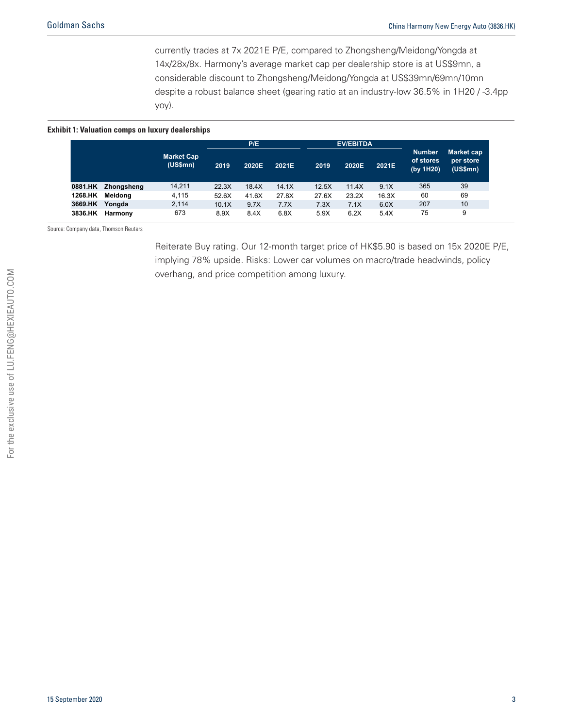currently trades at 7x 2021E P/E, compared to Zhongsheng/Meidong/Yongda at 14x/28x/8x. Harmony's average market cap per dealership store is at US$9mn, a considerable discount to Zhongsheng/Meidong/Yongda at US$39mn/69mn/10mn despite a robust balance sheet (gearing ratio at an industry-low 36.5% in 1H20 / -3.4pp yoy).

**Exhibit 1: Valuation comps on luxury dealerships**

| | | Market Cap (US$mn) | P/E | | | EV/EBITDA | | | Number of stores (by 1H20) | Market cap per store (US$mn) |
|---|---|---|---|---|---|---|---|---|---|---|
| | | | 2019 | 2020E | 2021E | 2019 | 2020E | 2021E | | |
| **0881.HK** | **Zhongsheng** | 14,211 | 22.3X | 18.4X | 14.1X | 12.5X | 11.4X | 9.1X | 365 | 39 |
| **1268.HK** | **Meidong** | 4,115 | 52.6X | 41.6X | 27.8X | 27.6X | 23.2X | 16.3X | 60 | 69 |
| **3669.HK** | **Yongda** | 2,114 | 10.1X | 9.7X | 7.7X | 7.3X | 7.1X | 6.0X | 207 | 10 |
| **3836.HK** | **Harmony** | 673 | 8.9X | 8.4X | 6.8X | 5.9X | 6.2X | 5.4X | 75 | 9 |

Source: Company data, Thomson Reuters

Reiterate Buy rating. Our 12-month target price of HK$5.90 is based on 15x 2020E P/E, implying 78% upside. Risks: Lower car volumes on macro/trade headwinds, policy overhang, and price competition among luxury.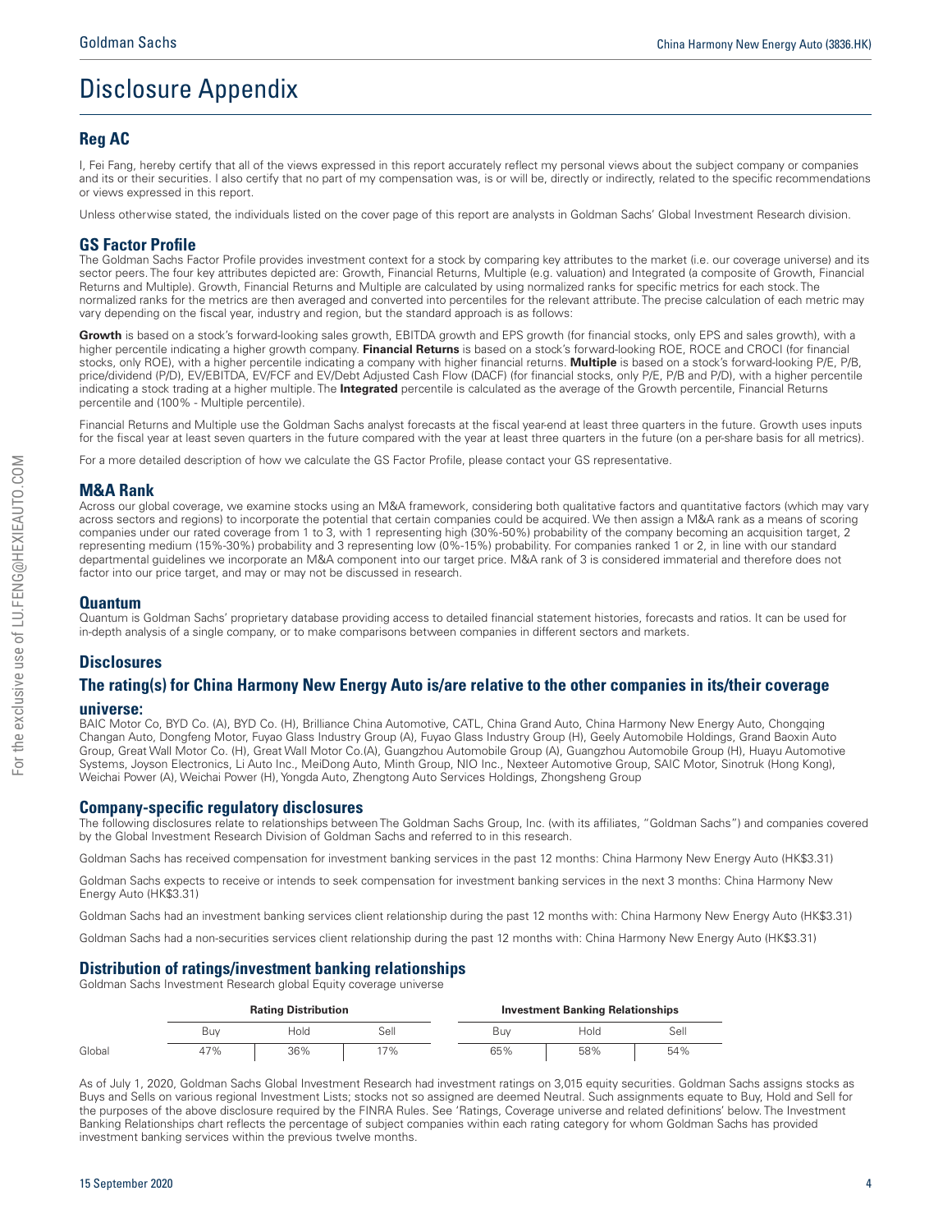# Disclosure Appendix

## Reg AC

I, Fei Fang, hereby certify that all of the views expressed in this report accurately reflect my personal views about the subject company or companies and its or their securities. I also certify that no part of my compensation was, is or will be, directly or indirectly, related to the specific recommendations or views expressed in this report.

Unless otherwise stated, the individuals listed on the cover page of this report are analysts in Goldman Sachs' Global Investment Research division.

## GS Factor Profile

The Goldman Sachs Factor Profile provides investment context for a stock by comparing key attributes to the market (i.e. our coverage universe) and its sector peers. The four key attributes depicted are: Growth, Financial Returns, Multiple (e.g. valuation) and Integrated (a composite of Growth, Financial Returns and Multiple). Growth, Financial Returns and Multiple are calculated by using normalized ranks for specific metrics for each stock. The normalized ranks for the metrics are then averaged and converted into percentiles for the relevant attribute. The precise calculation of each metric may vary depending on the fiscal year, industry and region, but the standard approach is as follows:

**Growth** is based on a stock's forward-looking sales growth, EBITDA growth and EPS growth (for financial stocks, only EPS and sales growth), with a higher percentile indicating a higher growth company. **Financial Returns** is based on a stock's forward-looking ROE, ROCE and CROCI (for financial stocks, only ROE), with a higher percentile indicating a company with higher financial returns. **Multiple** is based on a stock's forward-looking P/E, P/B, price/dividend (P/D), EV/EBITDA, EV/FCF and EV/Debt Adjusted Cash Flow (DACF) (for financial stocks, only P/E, P/B and P/D), with a higher percentile indicating a stock trading at a higher multiple. The **Integrated** percentile is calculated as the average of the Growth percentile, Financial Returns percentile and (100% - Multiple percentile).

Financial Returns and Multiple use the Goldman Sachs analyst forecasts at the fiscal year-end at least three quarters in the future. Growth uses inputs for the fiscal year at least seven quarters in the future compared with the year at least three quarters in the future (on a per-share basis for all metrics).

For a more detailed description of how we calculate the GS Factor Profile, please contact your GS representative.

## M&A Rank

Across our global coverage, we examine stocks using an M&A framework, considering both qualitative factors and quantitative factors (which may vary across sectors and regions) to incorporate the potential that certain companies could be acquired. We then assign a M&A rank as a means of scoring companies under our rated coverage from 1 to 3, with 1 representing high (30%-50%) probability of the company becoming an acquisition target, 2 representing medium (15%-30%) probability and 3 representing low (0%-15%) probability. For companies ranked 1 or 2, in line with our standard departmental guidelines we incorporate an M&A component into our target price. M&A rank of 3 is considered immaterial and therefore does not factor into our price target, and may or may not be discussed in research.

## Quantum

Quantum is Goldman Sachs' proprietary database providing access to detailed financial statement histories, forecasts and ratios. It can be used for in-depth analysis of a single company, or to make comparisons between companies in different sectors and markets.

## Disclosures

## The rating(s) for China Harmony New Energy Auto is/are relative to the other companies in its/their coverage universe:

BAIC Motor Co, BYD Co. (A), BYD Co. (H), Brilliance China Automotive, CATL, China Grand Auto, China Harmony New Energy Auto, Chongqing Changan Auto, Dongfeng Motor, Fuyao Glass Industry Group (A), Fuyao Glass Industry Group (H), Geely Automobile Holdings, Grand Baoxin Auto Group, Great Wall Motor Co. (H), Great Wall Motor Co.(A), Guangzhou Automobile Group (A), Guangzhou Automobile Group (H), Huayu Automotive Systems, Joyson Electronics, Li Auto Inc., MeiDong Auto, Minth Group, NIO Inc., Nexteer Automotive Group, SAIC Motor, Sinotruk (Hong Kong), Weichai Power (A), Weichai Power (H), Yongda Auto, Zhengtong Auto Services Holdings, Zhongsheng Group

## Company-specific regulatory disclosures

The following disclosures relate to relationships between The Goldman Sachs Group, Inc. (with its affiliates, "Goldman Sachs") and companies covered by the Global Investment Research Division of Goldman Sachs and referred to in this research.

Goldman Sachs has received compensation for investment banking services in the past 12 months: China Harmony New Energy Auto (HK$3.31)

Goldman Sachs expects to receive or intends to seek compensation for investment banking services in the next 3 months: China Harmony New Energy Auto (HK$3.31)

Goldman Sachs had an investment banking services client relationship during the past 12 months with: China Harmony New Energy Auto (HK$3.31)

Goldman Sachs had a non-securities services client relationship during the past 12 months with: China Harmony New Energy Auto (HK$3.31)

## Distribution of ratings/investment banking relationships

Goldman Sachs Investment Research global Equity coverage universe

| | Rating Distribution | | | Investment Banking Relationships | | |
|---|---|---|---|---|---|---|
| | Buy | Hold | Sell | Buy | Hold | Sell |
| Global | 47% | 36% | 17% | 65% | 58% | 54% |

As of July 1, 2020, Goldman Sachs Global Investment Research had investment ratings on 3,015 equity securities. Goldman Sachs assigns stocks as Buys and Sells on various regional Investment Lists; stocks not so assigned are deemed Neutral. Such assignments equate to Buy, Hold and Sell for the purposes of the above disclosure required by the FINRA Rules. See 'Ratings, Coverage universe and related definitions' below. The Investment Banking Relationships chart reflects the percentage of subject companies within each rating category for whom Goldman Sachs has provided investment banking services within the previous twelve months.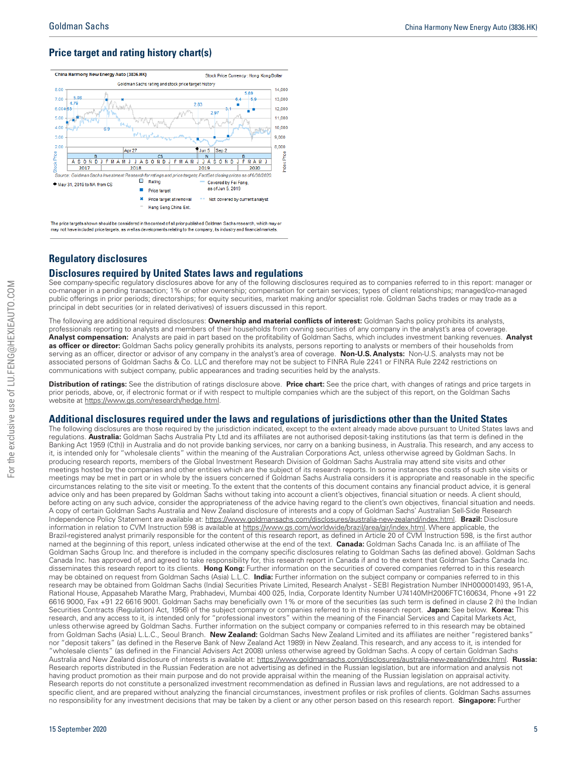## Price target and rating history chart(s)

The price targets shown should be considered in the context of all prior published Goldman Sachs research, which may or may not have included price targets, as well as developments relating to the company, its industry and financial markets.

## Regulatory disclosures

### Disclosures required by United States laws and regulations

See company-specific regulatory disclosures above for any of the following disclosures required as to companies referred to in this report: manager or co-manager in a pending transaction; 1% or other ownership; compensation for certain services; types of client relationships; managed/co-managed public offerings in prior periods; directorships; for equity securities, market making and/or specialist role. Goldman Sachs trades or may trade as a principal in debt securities (or in related derivatives) of issuers discussed in this report.

The following are additional required disclosures: **Ownership and material conflicts of interest:** Goldman Sachs policy prohibits its analysts, professionals reporting to analysts and members of their households from owning securities of any company in the analyst's area of coverage. **Analyst compensation:** Analysts are paid in part based on the profitability of Goldman Sachs, which includes investment banking revenues. **Analyst as officer or director:** Goldman Sachs policy generally prohibits its analysts, persons reporting to analysts or members of their households from serving as an officer, director or advisor of any company in the analyst's area of coverage. **Non-U.S. Analysts:** Non-U.S. analysts may not be associated persons of Goldman Sachs & Co. LLC and therefore may not be subject to FINRA Rule 2241 or FINRA Rule 2242 restrictions on communications with subject company, public appearances and trading securities held by the analysts.

**Distribution of ratings:** See the distribution of ratings disclosure above. **Price chart:** See the price chart, with changes of ratings and price targets in prior periods, above, or, if electronic format or if with respect to multiple companies which are the subject of this report, on the Goldman Sachs website at https://www.gs.com/research/hedge.html.

### Additional disclosures required under the laws and regulations of jurisdictions other than the United States

The following disclosures are those required by the jurisdiction indicated, except to the extent already made above pursuant to United States laws and regulations. **Australia:** Goldman Sachs Australia Pty Ltd and its affiliates are not authorised deposit-taking institutions (as that term is defined in the Banking Act 1959 (Cth)) in Australia and do not provide banking services, nor carry on a banking business, in Australia. This research, and any access to it, is intended only for "wholesale clients" within the meaning of the Australian Corporations Act, unless otherwise agreed by Goldman Sachs. In producing research reports, members of the Global Investment Research Division of Goldman Sachs Australia may attend site visits and other meetings hosted by the companies and other entities which are the subject of its research reports. In some instances the costs of such site visits or meetings may be met in part or in whole by the issuers concerned if Goldman Sachs Australia considers it is appropriate and reasonable in the specific circumstances relating to the site visit or meeting. To the extent that the contents of this document contains any financial product advice, it is general advice only and has been prepared by Goldman Sachs without taking into account a client's objectives, financial situation or needs. A client should, before acting on any such advice, consider the appropriateness of the advice having regard to the client's own objectives, financial situation and needs. A copy of certain Goldman Sachs Australia and New Zealand disclosure of interests and a copy of Goldman Sachs' Australian Sell-Side Research Independence Policy Statement are available at: https://www.goldmansachs.com/disclosures/australia-new-zealand/index.html. **Brazil:** Disclosure information in relation to CVM Instruction 598 is available at https://www.gs.com/worldwide/brazil/area/gir/index.html. Where applicable, the Brazil-registered analyst primarily responsible for the content of this research report, as defined in Article 20 of CVM Instruction 598, is the first author named at the beginning of this report, unless indicated otherwise at the end of the text. **Canada:** Goldman Sachs Canada Inc. is an affiliate of The Goldman Sachs Group Inc. and therefore is included in the company specific disclosures relating to Goldman Sachs (as defined above). Goldman Sachs Canada Inc. has approved of, and agreed to take responsibility for, this research report in Canada if and to the extent that Goldman Sachs Canada Inc. disseminates this research report to its clients. **Hong Kong:** Further information on the securities of covered companies referred to in this research may be obtained on request from Goldman Sachs (Asia) L.L.C. **India:** Further information on the subject company or companies referred to in this research may be obtained from Goldman Sachs (India) Securities Private Limited, Research Analyst - SEBI Registration Number INH000001493, 951-A, Rational House, Appasaheb Marathe Marg, Prabhadevi, Mumbai 400 025, India, Corporate Identity Number U74140MH2006FTC160634, Phone +91 22 6616 9000, Fax +91 22 6616 9001. Goldman Sachs may beneficially own 1% or more of the securities (as such term is defined in clause 2 (h) the Indian Securities Contracts (Regulation) Act, 1956) of the subject company or companies referred to in this research report. **Japan:** See below. **Korea:** This research, and any access to it, is intended only for "professional investors" within the meaning of the Financial Services and Capital Markets Act, unless otherwise agreed by Goldman Sachs. Further information on the subject company or companies referred to in this research may be obtained from Goldman Sachs (Asia) L.L.C., Seoul Branch. **New Zealand:** Goldman Sachs New Zealand Limited and its affiliates are neither "registered banks" nor "deposit takers" (as defined in the Reserve Bank of New Zealand Act 1989) in New Zealand. This research, and any access to it, is intended for "wholesale clients" (as defined in the Financial Advisers Act 2008) unless otherwise agreed by Goldman Sachs. A copy of certain Goldman Sachs Australia and New Zealand disclosure of interests is available at: https://www.goldmansachs.com/disclosures/australia-new-zealand/index.html. **Russia:** Research reports distributed in the Russian Federation are not advertising as defined in the Russian legislation, but are information and analysis not having product promotion as their main purpose and do not provide appraisal within the meaning of the Russian legislation on appraisal activity. Research reports do not constitute a personalized investment recommendation as defined in Russian laws and regulations, are not addressed to a specific client, and are prepared without analyzing the financial circumstances, investment profiles or risk profiles of clients. Goldman Sachs assumes no responsibility for any investment decisions that may be taken by a client or any other person based on this research report. **Singapore:** Further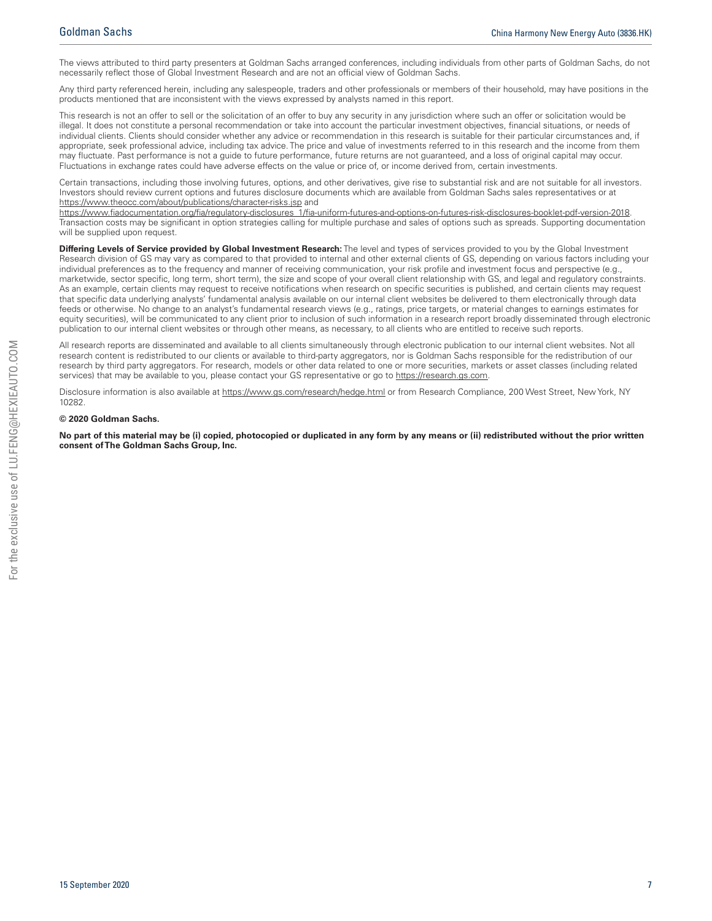The views attributed to third party presenters at Goldman Sachs arranged conferences, including individuals from other parts of Goldman Sachs, do not necessarily reflect those of Global Investment Research and are not an official view of Goldman Sachs.

Any third party referenced herein, including any salespeople, traders and other professionals or members of their household, may have positions in the products mentioned that are inconsistent with the views expressed by analysts named in this report.

This research is not an offer to sell or the solicitation of an offer to buy any security in any jurisdiction where such an offer or solicitation would be illegal. It does not constitute a personal recommendation or take into account the particular investment objectives, financial situations, or needs of individual clients. Clients should consider whether any advice or recommendation in this research is suitable for their particular circumstances and, if appropriate, seek professional advice, including tax advice. The price and value of investments referred to in this research and the income from them may fluctuate. Past performance is not a guide to future performance, future returns are not guaranteed, and a loss of original capital may occur. Fluctuations in exchange rates could have adverse effects on the value or price of, or income derived from, certain investments.

Certain transactions, including those involving futures, options, and other derivatives, give rise to substantial risk and are not suitable for all investors. Investors should review current options and futures disclosure documents which are available from Goldman Sachs sales representatives or at https://www.theocc.com/about/publications/character-risks.jsp and https://www.fiadocumentation.org/fia/regulatory-disclosures_1/fia-uniform-futures-and-options-on-futures-risk-disclosures-booklet-pdf-version-2018. Transaction costs may be significant in option strategies calling for multiple purchase and sales of options such as spreads. Supporting documentation will be supplied upon request.

**Differing Levels of Service provided by Global Investment Research:** The level and types of services provided to you by the Global Investment Research division of GS may vary as compared to that provided to internal and other external clients of GS, depending on various factors including your individual preferences as to the frequency and manner of receiving communication, your risk profile and investment focus and perspective (e.g., marketwide, sector specific, long term, short term), the size and scope of your overall client relationship with GS, and legal and regulatory constraints. As an example, certain clients may request to receive notifications when research on specific securities is published, and certain clients may request that specific data underlying analysts' fundamental analysis available on our internal client websites be delivered to them electronically through data feeds or otherwise. No change to an analyst's fundamental research views (e.g., ratings, price targets, or material changes to earnings estimates for equity securities), will be communicated to any client prior to inclusion of such information in a research report broadly disseminated through electronic publication to our internal client websites or through other means, as necessary, to all clients who are entitled to receive such reports.

All research reports are disseminated and available to all clients simultaneously through electronic publication to our internal client websites. Not all research content is redistributed to our clients or available to third-party aggregators, nor is Goldman Sachs responsible for the redistribution of our research by third party aggregators. For research, models or other data related to one or more securities, markets or asset classes (including related services) that may be available to you, please contact your GS representative or go to https://research.gs.com.

Disclosure information is also available at https://www.gs.com/research/hedge.html or from Research Compliance, 200 West Street, New York, NY 10282.

**© 2020 Goldman Sachs.**

**No part of this material may be (i) copied, photocopied or duplicated in any form by any means or (ii) redistributed without the prior written consent of The Goldman Sachs Group, Inc.**